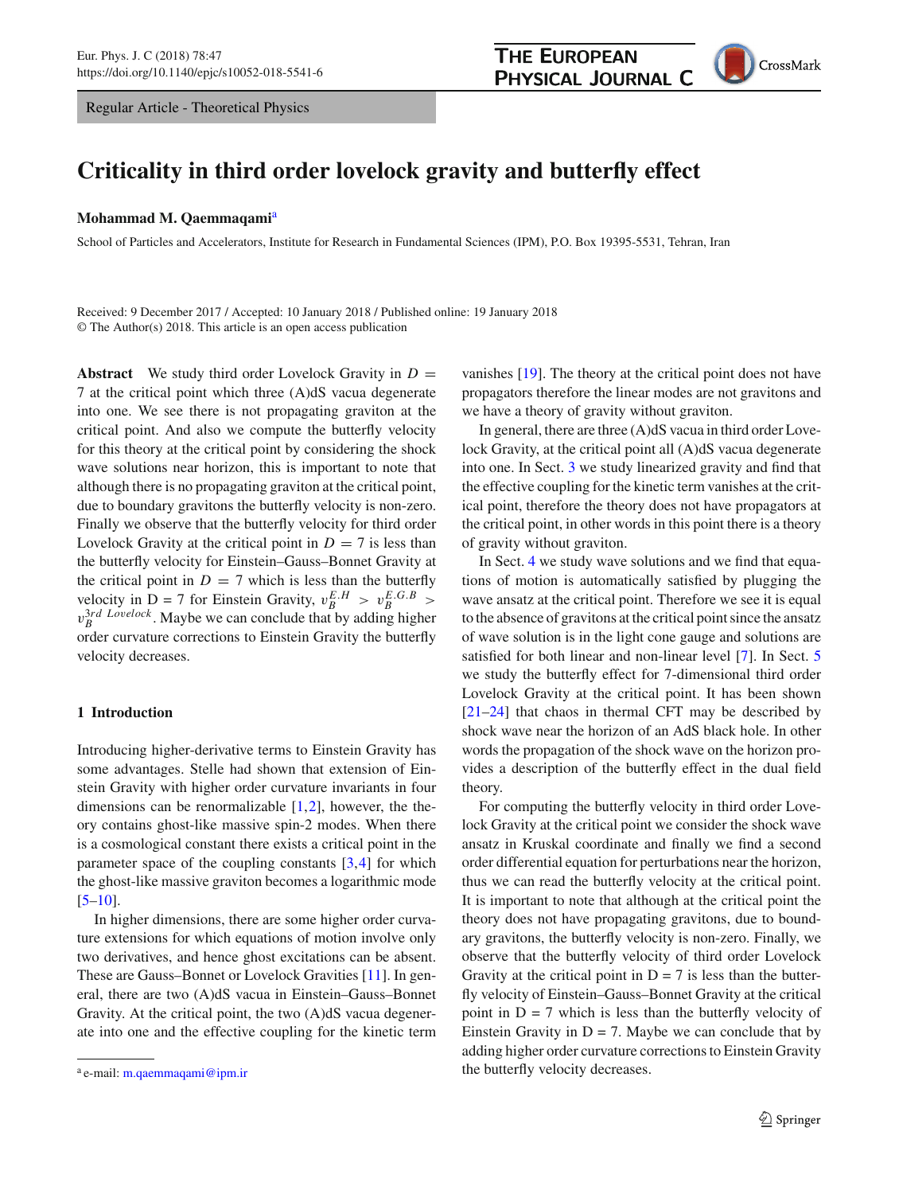Regular Article - Theoretical Physics

# Criticality in third order lovelock gravity and butterfly effect

**Mohammad M. Qaemmaqami**[a]

School of Particles and Accelerators, Institute for Research in Fundamental Sciences (IPM), P.O. Box 19395-5531, Tehran, Iran

Received: 9 December 2017 / Accepted: 10 January 2018 / Published online: 19 January 2018
© The Author(s) 2018. This article is an open access publication

**Abstract** We study third order Lovelock Gravity in $D = 7$ at the critical point which three (A)dS vacua degenerate into one. We see there is not propagating graviton at the critical point. And also we compute the butterfly velocity for this theory at the critical point by considering the shock wave solutions near horizon, this is important to note that although there is no propagating graviton at the critical point, due to boundary gravitons the butterfly velocity is non-zero. Finally we observe that the butterfly velocity for third order Lovelock Gravity at the critical point in $D = 7$ is less than the butterfly velocity for Einstein–Gauss–Bonnet Gravity at the critical point in $D = 7$ which is less than the butterfly velocity in D = 7 for Einstein Gravity, $v_B^{E.H} > v_B^{E.G.B} > v_B^{3rd\ Lovelock}$. Maybe we can conclude that by adding higher order curvature corrections to Einstein Gravity the butterfly velocity decreases.

## 1 Introduction

Introducing higher-derivative terms to Einstein Gravity has some advantages. Stelle had shown that extension of Einstein Gravity with higher order curvature invariants in four dimensions can be renormalizable [1,2], however, the theory contains ghost-like massive spin-2 modes. When there is a cosmological constant there exists a critical point in the parameter space of the coupling constants [3,4] for which the ghost-like massive graviton becomes a logarithmic mode [5–10].

In higher dimensions, there are some higher order curvature extensions for which equations of motion involve only two derivatives, and hence ghost excitations can be absent. These are Gauss–Bonnet or Lovelock Gravities [11]. In general, there are two (A)dS vacua in Einstein–Gauss–Bonnet Gravity. At the critical point, the two (A)dS vacua degenerate into one and the effective coupling for the kinetic term vanishes [19]. The theory at the critical point does not have propagators therefore the linear modes are not gravitons and we have a theory of gravity without graviton.

In general, there are three (A)dS vacua in third order Lovelock Gravity, at the critical point all (A)dS vacua degenerate into one. In Sect. 3 we study linearized gravity and find that the effective coupling for the kinetic term vanishes at the critical point, therefore the theory does not have propagators at the critical point, in other words in this point there is a theory of gravity without graviton.

In Sect. 4 we study wave solutions and we find that equations of motion is automatically satisfied by plugging the wave ansatz at the critical point. Therefore we see it is equal to the absence of gravitons at the critical point since the ansatz of wave solution is in the light cone gauge and solutions are satisfied for both linear and non-linear level [7]. In Sect. 5 we study the butterfly effect for 7-dimensional third order Lovelock Gravity at the critical point. It has been shown [21–24] that chaos in thermal CFT may be described by shock wave near the horizon of an AdS black hole. In other words the propagation of the shock wave on the horizon provides a description of the butterfly effect in the dual field theory.

For computing the butterfly velocity in third order Lovelock Gravity at the critical point we consider the shock wave ansatz in Kruskal coordinate and finally we find a second order differential equation for perturbations near the horizon, thus we can read the butterfly velocity at the critical point. It is important to note that although at the critical point the theory does not have propagating gravitons, due to boundary gravitons, the butterfly velocity is non-zero. Finally, we observe that the butterfly velocity of third order Lovelock Gravity at the critical point in D = 7 is less than the butterfly velocity of Einstein–Gauss–Bonnet Gravity at the critical point in D = 7 which is less than the butterfly velocity of Einstein Gravity in D = 7. Maybe we can conclude that by adding higher order curvature corrections to Einstein Gravity the butterfly velocity decreases.

[a] e-mail: m.qaemmaqami@ipm.ir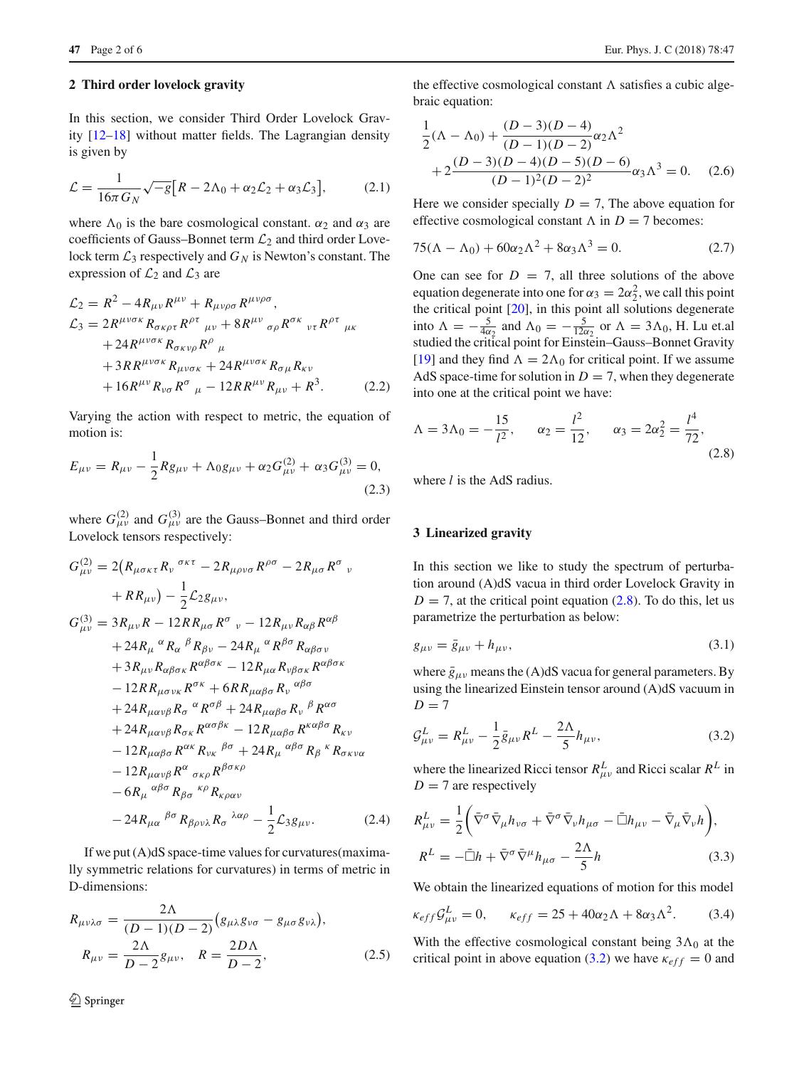## 2 Third order lovelock gravity

In this section, we consider Third Order Lovelock Gravity [12–18] without matter fields. The Lagrangian density is given by

$$\mathcal{L} = \frac{1}{16\pi G_N}\sqrt{-g}\big[R - 2\Lambda_0 + \alpha_2\mathcal{L}_2 + \alpha_3\mathcal{L}_3\big], \tag{2.1}$$

where $\Lambda_0$ is the bare cosmological constant. $\alpha_2$ and $\alpha_3$ are coefficients of Gauss–Bonnet term $\mathcal{L}_2$ and third order Lovelock term $\mathcal{L}_3$ respectively and $G_N$ is Newton's constant. The expression of $\mathcal{L}_2$ and $\mathcal{L}_3$ are

$$\begin{aligned}
\mathcal{L}_2 &= R^2 - 4R_{\mu\nu}R^{\mu\nu} + R_{\mu\nu\rho\sigma}R^{\mu\nu\rho\sigma},\\
\mathcal{L}_3 &= 2R^{\mu\nu\sigma\kappa}R_{\sigma\kappa\rho\tau}R^{\rho\tau}{}_{\mu\nu} + 8R^{\mu\nu}{}_{\sigma\rho}R^{\sigma\kappa}{}_{\nu\tau}R^{\rho\tau}{}_{\mu\kappa}\\
&\quad + 24R^{\mu\nu\sigma\kappa}R_{\sigma\kappa\nu\rho}R^{\rho}{}_{\mu}\\
&\quad + 3RR^{\mu\nu\sigma\kappa}R_{\mu\nu\sigma\kappa} + 24R^{\mu\nu\sigma\kappa}R_{\sigma\mu}R_{\kappa\nu}\\
&\quad + 16R^{\mu\nu}R_{\nu\sigma}R^{\sigma}{}_{\mu} - 12RR^{\mu\nu}R_{\mu\nu} + R^3.
\end{aligned} \tag{2.2}$$

Varying the action with respect to metric, the equation of motion is:

$$E_{\mu\nu} = R_{\mu\nu} - \frac{1}{2}Rg_{\mu\nu} + \Lambda_0 g_{\mu\nu} + \alpha_2 G^{(2)}_{\mu\nu} + \alpha_3 G^{(3)}_{\mu\nu} = 0, \tag{2.3}$$

where $G^{(2)}_{\mu\nu}$ and $G^{(3)}_{\mu\nu}$ are the Gauss–Bonnet and third order Lovelock tensors respectively:

$$\begin{aligned}
G^{(2)}_{\mu\nu} &= 2\big(R_{\mu\sigma\kappa\tau}R_{\nu}{}^{\sigma\kappa\tau} - 2R_{\mu\rho\nu\sigma}R^{\rho\sigma} - 2R_{\mu\sigma}R^{\sigma}{}_{\nu}\\
&\quad + RR_{\mu\nu}\big) - \frac{1}{2}\mathcal{L}_2 g_{\mu\nu},\\
G^{(3)}_{\mu\nu} &= 3R_{\mu\nu}R - 12RR_{\mu\sigma}R^{\sigma}{}_{\nu} - 12R_{\mu\nu}R_{\alpha\beta}R^{\alpha\beta}\\
&\quad + 24R_{\mu}{}^{\alpha}R_{\alpha}{}^{\beta}R_{\beta\nu} - 24R_{\mu}{}^{\alpha}R^{\beta\sigma}R_{\alpha\beta\sigma\nu}\\
&\quad + 3R_{\mu\nu}R_{\alpha\beta\sigma\kappa}R^{\alpha\beta\sigma\kappa} - 12R_{\mu\alpha}R_{\nu\beta\sigma\kappa}R^{\alpha\beta\sigma\kappa}\\
&\quad - 12RR_{\mu\sigma\nu\kappa}R^{\sigma\kappa} + 6RR_{\mu\alpha\beta\sigma}R_{\nu}{}^{\alpha\beta\sigma}\\
&\quad + 24R_{\mu\alpha\nu\beta}R_{\sigma}{}^{\alpha}R^{\sigma\beta} + 24R_{\mu\alpha\beta\sigma}R_{\nu}{}^{\beta}R^{\alpha\sigma}\\
&\quad + 24R_{\mu\alpha\nu\beta}R_{\sigma\kappa}R^{\alpha\sigma\beta\kappa} - 12R_{\mu\alpha\beta\sigma}R^{\kappa\alpha\beta\sigma}R_{\kappa\nu}\\
&\quad - 12R_{\mu\alpha\beta\sigma}R^{\alpha\kappa}R_{\nu\kappa}{}^{\beta\sigma} + 24R_{\mu}{}^{\alpha\beta\sigma}R_{\beta}{}^{\kappa}R_{\sigma\kappa\nu\alpha}\\
&\quad - 12R_{\mu\alpha\nu\beta}R^{\alpha}{}_{\sigma\kappa\rho}R^{\beta\sigma\kappa\rho}\\
&\quad - 6R_{\mu}{}^{\alpha\beta\sigma}R_{\beta\sigma}{}^{\kappa\rho}R_{\kappa\rho\alpha\nu}\\
&\quad - 24R_{\mu\alpha}{}^{\beta\sigma}R_{\beta\rho\nu\lambda}R_{\sigma}{}^{\lambda\alpha\rho} - \frac{1}{2}\mathcal{L}_3 g_{\mu\nu}.
\end{aligned} \tag{2.4}$$

If we put (A)dS space-time values for curvatures(maximally symmetric relations for curvatures) in terms of metric in D-dimensions:

$$\begin{aligned}
R_{\mu\nu\lambda\sigma} &= \frac{2\Lambda}{(D-1)(D-2)}\big(g_{\mu\lambda}g_{\nu\sigma} - g_{\mu\sigma}g_{\nu\lambda}\big),\\
R_{\mu\nu} &= \frac{2\Lambda}{D-2}g_{\mu\nu}, \quad R = \frac{2D\Lambda}{D-2},
\end{aligned} \tag{2.5}$$

the effective cosmological constant $\Lambda$ satisfies a cubic algebraic equation:

$$\begin{aligned}
&\frac{1}{2}(\Lambda - \Lambda_0) + \frac{(D-3)(D-4)}{(D-1)(D-2)}\alpha_2\Lambda^2\\
&\quad + 2\frac{(D-3)(D-4)(D-5)(D-6)}{(D-1)^2(D-2)^2}\alpha_3\Lambda^3 = 0.
\end{aligned} \tag{2.6}$$

Here we consider specially $D = 7$, The above equation for effective cosmological constant $\Lambda$ in $D = 7$ becomes:

$$75(\Lambda - \Lambda_0) + 60\alpha_2\Lambda^2 + 8\alpha_3\Lambda^3 = 0. \tag{2.7}$$

One can see for $D = 7$, all three solutions of the above equation degenerate into one for $\alpha_3 = 2\alpha_2^2$, we call this point the critical point [20], in this point all solutions degenerate into $\Lambda = -\frac{5}{4\alpha_2}$ and $\Lambda_0 = -\frac{5}{12\alpha_2}$ or $\Lambda = 3\Lambda_0$, H. Lu et.al studied the critical point for Einstein–Gauss–Bonnet Gravity [19] and they find $\Lambda = 2\Lambda_0$ for critical point. If we assume AdS space-time for solution in $D = 7$, when they degenerate into one at the critical point we have:

$$\Lambda = 3\Lambda_0 = -\frac{15}{l^2}, \qquad \alpha_2 = \frac{l^2}{12}, \qquad \alpha_3 = 2\alpha_2^2 = \frac{l^4}{72}, \tag{2.8}$$

where $l$ is the AdS radius.

## 3 Linearized gravity

In this section we like to study the spectrum of perturbation around (A)dS vacua in third order Lovelock Gravity in $D = 7$, at the critical point equation (2.8). To do this, let us parametrize the perturbation as below:

$$g_{\mu\nu} = \bar{g}_{\mu\nu} + h_{\mu\nu}, \tag{3.1}$$

where $\bar{g}_{\mu\nu}$ means the (A)dS vacua for general parameters. By using the linearized Einstein tensor around (A)dS vacuum in $D = 7$

$$\mathcal{G}^L_{\mu\nu} = R^L_{\mu\nu} - \frac{1}{2}\bar{g}_{\mu\nu}R^L - \frac{2\Lambda}{5}h_{\mu\nu}, \tag{3.2}$$

where the linearized Ricci tensor $R^L_{\mu\nu}$ and Ricci scalar $R^L$ in $D = 7$ are respectively

$$\begin{aligned}
R^L_{\mu\nu} &= \frac{1}{2}\Big(\bar{\nabla}^{\sigma}\bar{\nabla}_{\mu}h_{\nu\sigma} + \bar{\nabla}^{\sigma}\bar{\nabla}_{\nu}h_{\mu\sigma} - \bar{\Box}h_{\mu\nu} - \bar{\nabla}_{\mu}\bar{\nabla}_{\nu}h\Big),\\
R^L &= -\bar{\Box}h + \bar{\nabla}^{\sigma}\bar{\nabla}^{\mu}h_{\mu\sigma} - \frac{2\Lambda}{5}h
\end{aligned} \tag{3.3}$$

We obtain the linearized equations of motion for this model

$$\kappa_{eff}\mathcal{G}^L_{\mu\nu} = 0, \qquad \kappa_{eff} = 25 + 40\alpha_2\Lambda + 8\alpha_3\Lambda^2. \tag{3.4}$$

With the effective cosmological constant being $3\Lambda_0$ at the critical point in above equation (3.2) we have $\kappa_{eff} = 0$ and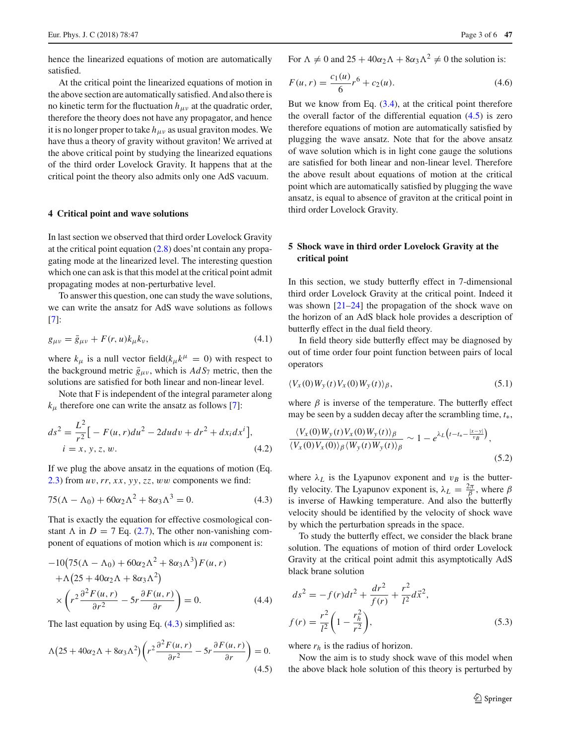hence the linearized equations of motion are automatically satisfied.

At the critical point the linearized equations of motion in the above section are automatically satisfied. And also there is no kinetic term for the fluctuation $h_{\mu\nu}$ at the quadratic order, therefore the theory does not have any propagator, and hence it is no longer proper to take $h_{\mu\nu}$ as usual graviton modes. We have thus a theory of gravity without graviton! We arrived at the above critical point by studying the linearized equations of the third order Lovelock Gravity. It happens that at the critical point the theory also admits only one AdS vacuum.

## 4 Critical point and wave solutions

In last section we observed that third order Lovelock Gravity at the critical point equation (2.8) does'nt contain any propagating mode at the linearized level. The interesting question which one can ask is that this model at the critical point admit propagating modes at non-perturbative level.

To answer this question, one can study the wave solutions, we can write the ansatz for AdS wave solutions as follows [7]:

$$g_{\mu\nu} = \bar{g}_{\mu\nu} + F(r,u)k_\mu k_\nu, \tag{4.1}$$

where $k_\mu$ is a null vector field($k_\mu k^\mu = 0$) with respect to the background metric $\bar{g}_{\mu\nu}$, which is $AdS_7$ metric, then the solutions are satisfied for both linear and non-linear level.

Note that F is independent of the integral parameter along $k_\mu$ therefore one can write the ansatz as follows [7]:

$$ds^2 = \frac{L^2}{r^2}\left[-F(u,r)du^2 - 2dudv + dr^2 + dx_i dx^i\right], \quad i = x, y, z, w. \tag{4.2}$$

If we plug the above ansatz in the equations of motion (Eq. 2.3) from $uv, rr, xx, yy, zz, ww$ components we find:

$$75(\Lambda - \Lambda_0) + 60\alpha_2\Lambda^2 + 8\alpha_3\Lambda^3 = 0. \tag{4.3}$$

That is exactly the equation for effective cosmological constant $\Lambda$ in $D = 7$ Eq. (2.7), The other non-vanishing component of equations of motion which is $uu$ component is:

$$-10\left(75(\Lambda - \Lambda_0) + 60\alpha_2\Lambda^2 + 8\alpha_3\Lambda^3\right)F(u,r) + \Lambda\left(25 + 40\alpha_2\Lambda + 8\alpha_3\Lambda^2\right) \times \left(r^2\frac{\partial^2 F(u,r)}{\partial r^2} - 5r\frac{\partial F(u,r)}{\partial r}\right) = 0. \tag{4.4}$$

The last equation by using Eq. (4.3) simplified as:

$$\Lambda\left(25 + 40\alpha_2\Lambda + 8\alpha_3\Lambda^2\right)\left(r^2\frac{\partial^2 F(u,r)}{\partial r^2} - 5r\frac{\partial F(u,r)}{\partial r}\right) = 0. \tag{4.5}$$

For $\Lambda \neq 0$ and $25 + 40\alpha_2\Lambda + 8\alpha_3\Lambda^2 \neq 0$ the solution is:

$$F(u,r) = \frac{c_1(u)}{6}r^6 + c_2(u). \tag{4.6}$$

But we know from Eq. (3.4), at the critical point therefore the overall factor of the differential equation (4.5) is zero therefore equations of motion are automatically satisfied by plugging the wave ansatz. Note that for the above ansatz of wave solution which is in light cone gauge the solutions are satisfied for both linear and non-linear level. Therefore the above result about equations of motion at the critical point which are automatically satisfied by plugging the wave ansatz, is equal to absence of graviton at the critical point in third order Lovelock Gravity.

## 5 Shock wave in third order Lovelock Gravity at the critical point

In this section, we study butterfly effect in 7-dimensional third order Lovelock Gravity at the critical point. Indeed it was shown [21–24] the propagation of the shock wave on the horizon of an AdS black hole provides a description of butterfly effect in the dual field theory.

In field theory side butterfly effect may be diagnosed by out of time order four point function between pairs of local operators

$$\langle V_x(0)W_y(t)V_x(0)W_y(t)\rangle_\beta, \tag{5.1}$$

where $\beta$ is inverse of the temperature. The butterfly effect may be seen by a sudden decay after the scrambling time, $t_*$,

$$\frac{\langle V_x(0)W_y(t)V_x(0)W_y(t)\rangle_\beta}{\langle V_x(0)V_x(0)\rangle_\beta\langle W_y(t)W_y(t)\rangle_\beta} \sim 1 - e^{\lambda_L\left(t - t_* - \frac{|x-y|}{v_B}\right)}, \tag{5.2}$$

where $\lambda_L$ is the Lyapunov exponent and $v_B$ is the butterfly velocity. The Lyapunov exponent is, $\lambda_L = \frac{2\pi}{\beta}$, where $\beta$ is inverse of Hawking temperature. And also the butterfly velocity should be identified by the velocity of shock wave by which the perturbation spreads in the space.

To study the butterfly effect, we consider the black brane solution. The equations of motion of third order Lovelock Gravity at the critical point admit this asymptotically AdS black brane solution

$$ds^2 = -f(r)dt^2 + \frac{dr^2}{f(r)} + \frac{r^2}{l^2}d\vec{x}^2,$$
$$f(r) = \frac{r^2}{l^2}\left(1 - \frac{r_h^2}{r^2}\right), \tag{5.3}$$

where $r_h$ is the radius of horizon.

Now the aim is to study shock wave of this model when the above black hole solution of this theory is perturbed by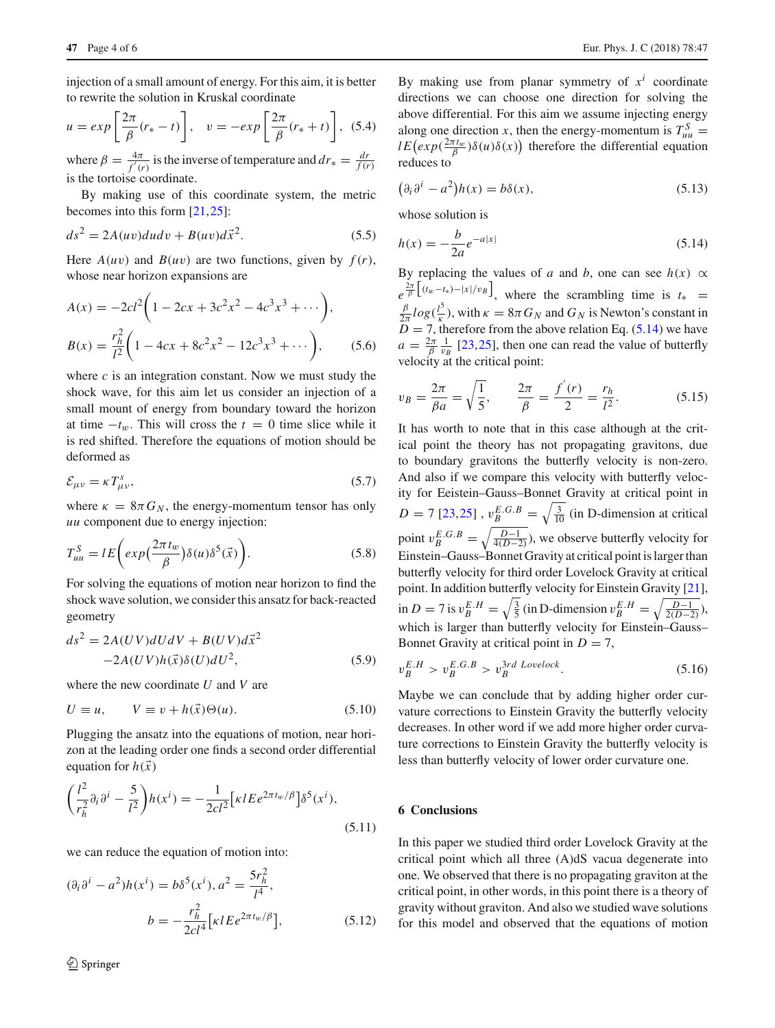injection of a small amount of energy. For this aim, it is better to rewrite the solution in Kruskal coordinate

$$u = exp\left[\frac{2\pi}{\beta}(r_* - t)\right], \quad v = -exp\left[\frac{2\pi}{\beta}(r_* + t)\right], \quad (5.4)$$

where $\beta = \frac{4\pi}{f'(r)}$ is the inverse of temperature and $dr_* = \frac{dr}{f(r)}$ is the tortoise coordinate.

By making use of this coordinate system, the metric becomes into this form [21,25]:

$$ds^2 = 2A(uv)dudv + B(uv)d\vec{x}^2. \quad (5.5)$$

Here $A(uv)$ and $B(uv)$ are two functions, given by $f(r)$, whose near horizon expansions are

$$A(x) = -2cl^2\left(1 - 2cx + 3c^2x^2 - 4c^3x^3 + \cdots\right),$$
$$B(x) = \frac{r_h^2}{l^2}\left(1 - 4cx + 8c^2x^2 - 12c^3x^3 + \cdots\right), \quad (5.6)$$

where $c$ is an integration constant. Now we must study the shock wave, for this aim let us consider an injection of a small mount of energy from boundary toward the horizon at time $-t_w$. This will cross the $t = 0$ time slice while it is red shifted. Therefore the equations of motion should be deformed as

$$\mathcal{E}_{\mu\nu} = \kappa T^s_{\mu\nu}, \quad (5.7)$$

where $\kappa = 8\pi G_N$, the energy-momentum tensor has only $uu$ component due to energy injection:

$$T^S_{uu} = lE\left(exp\left(\frac{2\pi t_w}{\beta}\right)\delta(u)\delta^5(\vec{x})\right). \quad (5.8)$$

For solving the equations of motion near horizon to find the shock wave solution, we consider this ansatz for back-reacted geometry

$$ds^2 = 2A(UV)dUdV + B(UV)d\vec{x}^2 - 2A(UV)h(\vec{x})\delta(U)dU^2, \quad (5.9)$$

where the new coordinate $U$ and $V$ are

$$U \equiv u, \qquad V \equiv v + h(\vec{x})\Theta(u). \quad (5.10)$$

Plugging the ansatz into the equations of motion, near horizon at the leading order one finds a second order differential equation for $h(\vec{x})$

$$\left(\frac{l^2}{r_h^2}\partial_i\partial^i - \frac{5}{l^2}\right)h(x^i) = -\frac{1}{2cl^2}\left[\kappa lE e^{2\pi t_w/\beta}\right]\delta^5(x^i), \quad (5.11)$$

we can reduce the equation of motion into:

$$(\partial_i\partial^i - a^2)h(x^i) = b\delta^5(x^i), a^2 = \frac{5r_h^2}{l^4},$$
$$b = -\frac{r_h^2}{2cl^4}\left[\kappa lE e^{2\pi t_w/\beta}\right], \quad (5.12)$$

By making use from planar symmetry of $x^i$ coordinate directions we can choose one direction for solving the above differential. For this aim we assume injecting energy along one direction $x$, then the energy-momentum is $T^S_{uu} = lE\left(exp\left(\frac{2\pi t_w}{\beta}\right)\delta(u)\delta(x)\right)$ therefore the differential equation reduces to

$$\left(\partial_i\partial^i - a^2\right)h(x) = b\delta(x), \quad (5.13)$$

whose solution is

$$h(x) = -\frac{b}{2a}e^{-a|x|} \quad (5.14)$$

By replacing the values of $a$ and $b$, one can see $h(x) \propto e^{\frac{2\pi}{\beta}\left[(t_w - t_*) - |x|/v_B\right]}$, where the scrambling time is $t_* = \frac{\beta}{2\pi}log\left(\frac{l^5}{\kappa}\right)$, with $\kappa = 8\pi G_N$ and $G_N$ is Newton's constant in $D = 7$, therefore from the above relation Eq. (5.14) we have $a = \frac{2\pi}{\beta}\frac{1}{v_B}$ [23,25], then one can read the value of butterfly velocity at the critical point:

$$v_B = \frac{2\pi}{\beta a} = \sqrt{\frac{1}{5}}, \qquad \frac{2\pi}{\beta} = \frac{f'(r)}{2} = \frac{r_h}{l^2}. \quad (5.15)$$

It has worth to note that in this case although at the critical point the theory has not propagating gravitons, due to boundary gravitons the butterfly velocity is non-zero. And also if we compare this velocity with butterfly velocity for Eeistein–Gauss–Bonnet Gravity at critical point in $D = 7$ [23,25] , $v_B^{E.G.B} = \sqrt{\frac{3}{10}}$ (in D-dimension at critical point $v_B^{E.G.B} = \sqrt{\frac{D-1}{4(D-2)}}$), we observe butterfly velocity for Einstein–Gauss–Bonnet Gravity at critical point is larger than butterfly velocity for third order Lovelock Gravity at critical point. In addition butterfly velocity for Einstein Gravity [21], in $D = 7$ is $v_B^{E.H} = \sqrt{\frac{3}{5}}$ (in D-dimension $v_B^{E.H} = \sqrt{\frac{D-1}{2(D-2)}}$), which is larger than butterfly velocity for Einstein–Gauss–Bonnet Gravity at critical point in $D = 7$,

$$v_B^{E.H} > v_B^{E.G.B} > v_B^{3rd\ Lovelock}. \quad (5.16)$$

Maybe we can conclude that by adding higher order curvature corrections to Einstein Gravity the butterfly velocity decreases. In other word if we add more higher order curvature corrections to Einstein Gravity the butterfly velocity is less than butterfly velocity of lower order curvature one.

## 6 Conclusions

In this paper we studied third order Lovelock Gravity at the critical point which all three (A)dS vacua degenerate into one. We observed that there is no propagating graviton at the critical point, in other words, in this point there is a theory of gravity without graviton. And also we studied wave solutions for this model and observed that the equations of motion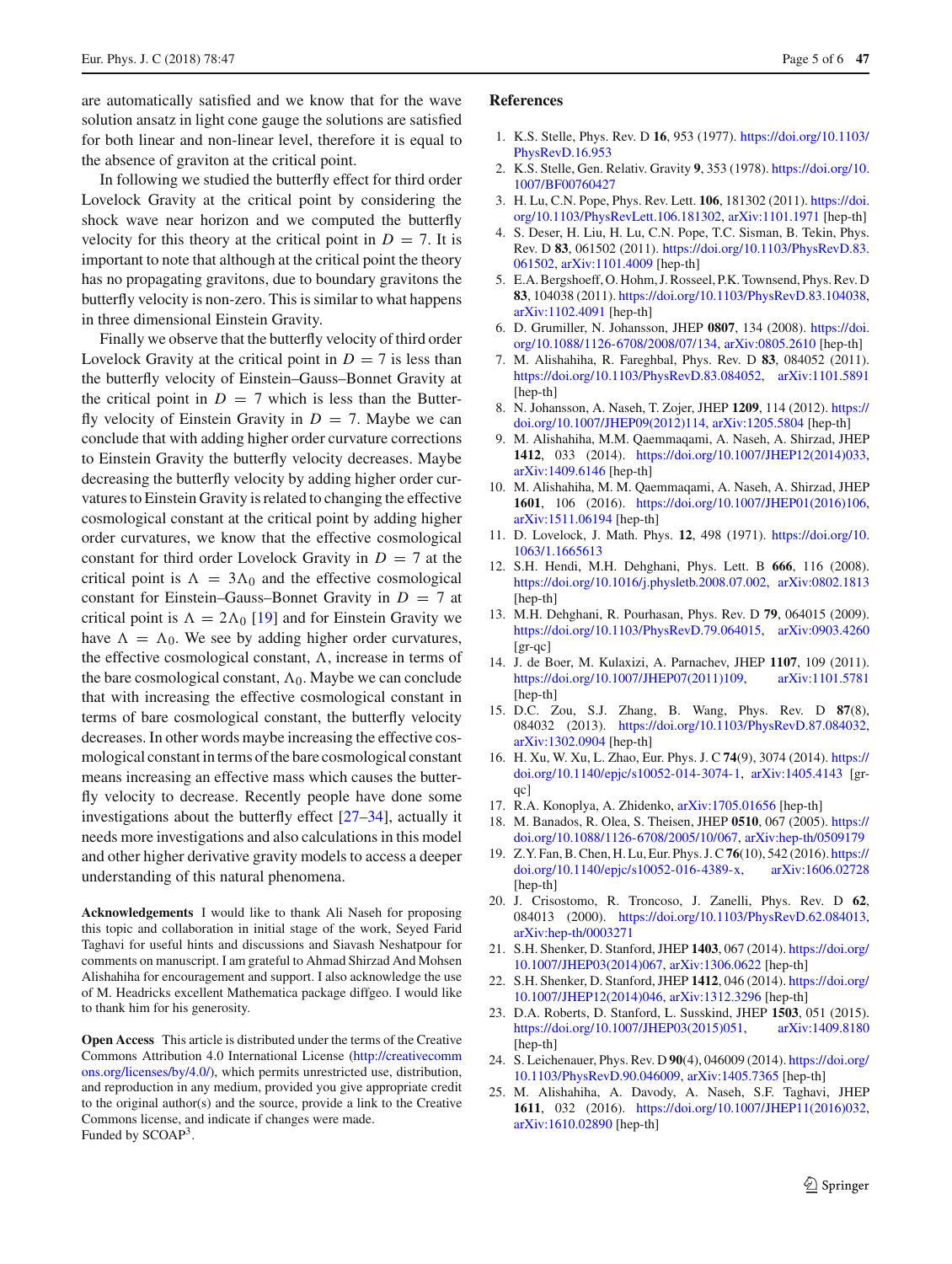are automatically satisfied and we know that for the wave solution ansatz in light cone gauge the solutions are satisfied for both linear and non-linear level, therefore it is equal to the absence of graviton at the critical point.

In following we studied the butterfly effect for third order Lovelock Gravity at the critical point by considering the shock wave near horizon and we computed the butterfly velocity for this theory at the critical point in $D = 7$. It is important to note that although at the critical point the theory has no propagating gravitons, due to boundary gravitons the butterfly velocity is non-zero. This is similar to what happens in three dimensional Einstein Gravity.

Finally we observe that the butterfly velocity of third order Lovelock Gravity at the critical point in $D = 7$ is less than the butterfly velocity of Einstein–Gauss–Bonnet Gravity at the critical point in $D = 7$ which is less than the Butterfly velocity of Einstein Gravity in $D = 7$. Maybe we can conclude that with adding higher order curvature corrections to Einstein Gravity the butterfly velocity decreases. Maybe decreasing the butterfly velocity by adding higher order curvatures to Einstein Gravity is related to changing the effective cosmological constant at the critical point by adding higher order curvatures, we know that the effective cosmological constant for third order Lovelock Gravity in $D = 7$ at the critical point is $\Lambda = 3\Lambda_0$ and the effective cosmological constant for Einstein–Gauss–Bonnet Gravity in $D = 7$ at critical point is $\Lambda = 2\Lambda_0$ [19] and for Einstein Gravity we have $\Lambda = \Lambda_0$. We see by adding higher order curvatures, the effective cosmological constant, $\Lambda$, increase in terms of the bare cosmological constant, $\Lambda_0$. Maybe we can conclude that with increasing the effective cosmological constant in terms of bare cosmological constant, the butterfly velocity decreases. In other words maybe increasing the effective cosmological constant in terms of the bare cosmological constant means increasing an effective mass which causes the butterfly velocity to decrease. Recently people have done some investigations about the butterfly effect [27–34], actually it needs more investigations and also calculations in this model and other higher derivative gravity models to access a deeper understanding of this natural phenomena.

**Acknowledgements** I would like to thank Ali Naseh for proposing this topic and collaboration in initial stage of the work, Seyed Farid Taghavi for useful hints and discussions and Siavash Neshatpour for comments on manuscript. I am grateful to Ahmad Shirzad And Mohsen Alishahiha for encouragement and support. I also acknowledge the use of M. Headricks excellent Mathematica package diffgeo. I would like to thank him for his generosity.

**Open Access** This article is distributed under the terms of the Creative Commons Attribution 4.0 International License (http://creativecommons.org/licenses/by/4.0/), which permits unrestricted use, distribution, and reproduction in any medium, provided you give appropriate credit to the original author(s) and the source, provide a link to the Creative Commons license, and indicate if changes were made.
Funded by SCOAP[3].

## References

1. K.S. Stelle, Phys. Rev. D **16**, 953 (1977). https://doi.org/10.1103/PhysRevD.16.953
2. K.S. Stelle, Gen. Relativ. Gravity **9**, 353 (1978). https://doi.org/10.1007/BF00760427
3. H. Lu, C.N. Pope, Phys. Rev. Lett. **106**, 181302 (2011). https://doi.org/10.1103/PhysRevLett.106.181302, arXiv:1101.1971 [hep-th]
4. S. Deser, H. Liu, H. Lu, C.N. Pope, T.C. Sisman, B. Tekin, Phys. Rev. D **83**, 061502 (2011). https://doi.org/10.1103/PhysRevD.83.061502, arXiv:1101.4009 [hep-th]
5. E.A. Bergshoeff, O. Hohm, J. Rosseel, P.K. Townsend, Phys. Rev. D **83**, 104038 (2011). https://doi.org/10.1103/PhysRevD.83.104038, arXiv:1102.4091 [hep-th]
6. D. Grumiller, N. Johansson, JHEP **0807**, 134 (2008). https://doi.org/10.1088/1126-6708/2008/07/134, arXiv:0805.2610 [hep-th]
7. M. Alishahiha, R. Fareghbal, Phys. Rev. D **83**, 084052 (2011). https://doi.org/10.1103/PhysRevD.83.084052, arXiv:1101.5891 [hep-th]
8. N. Johansson, A. Naseh, T. Zojer, JHEP **1209**, 114 (2012). https://doi.org/10.1007/JHEP09(2012)114, arXiv:1205.5804 [hep-th]
9. M. Alishahiha, M.M. Qaemmaqami, A. Naseh, A. Shirzad, JHEP **1412**, 033 (2014). https://doi.org/10.1007/JHEP12(2014)033, arXiv:1409.6146 [hep-th]
10. M. Alishahiha, M. M. Qaemmaqami, A. Naseh, A. Shirzad, JHEP **1601**, 106 (2016). https://doi.org/10.1007/JHEP01(2016)106, arXiv:1511.06194 [hep-th]
11. D. Lovelock, J. Math. Phys. **12**, 498 (1971). https://doi.org/10.1063/1.1665613
12. S.H. Hendi, M.H. Dehghani, Phys. Lett. B **666**, 116 (2008). https://doi.org/10.1016/j.physletb.2008.07.002, arXiv:0802.1813 [hep-th]
13. M.H. Dehghani, R. Pourhasan, Phys. Rev. D **79**, 064015 (2009). https://doi.org/10.1103/PhysRevD.79.064015, arXiv:0903.4260 [gr-qc]
14. J. de Boer, M. Kulaxizi, A. Parnachev, JHEP **1107**, 109 (2011). https://doi.org/10.1007/JHEP07(2011)109, arXiv:1101.5781 [hep-th]
15. D.C. Zou, S.J. Zhang, B. Wang, Phys. Rev. D **87**(8), 084032 (2013). https://doi.org/10.1103/PhysRevD.87.084032, arXiv:1302.0904 [hep-th]
16. H. Xu, W. Xu, L. Zhao, Eur. Phys. J. C **74**(9), 3074 (2014). https://doi.org/10.1140/epjc/s10052-014-3074-1, arXiv:1405.4143 [gr-qc]
17. R.A. Konoplya, A. Zhidenko, arXiv:1705.01656 [hep-th]
18. M. Banados, R. Olea, S. Theisen, JHEP **0510**, 067 (2005). https://doi.org/10.1088/1126-6708/2005/10/067, arXiv:hep-th/0509179
19. Z.Y. Fan, B. Chen, H. Lu, Eur. Phys. J. C **76**(10), 542 (2016). https://doi.org/10.1140/epjc/s10052-016-4389-x, arXiv:1606.02728 [hep-th]
20. J. Crisostomo, R. Troncoso, J. Zanelli, Phys. Rev. D **62**, 084013 (2000). https://doi.org/10.1103/PhysRevD.62.084013, arXiv:hep-th/0003271
21. S.H. Shenker, D. Stanford, JHEP **1403**, 067 (2014). https://doi.org/10.1007/JHEP03(2014)067, arXiv:1306.0622 [hep-th]
22. S.H. Shenker, D. Stanford, JHEP **1412**, 046 (2014). https://doi.org/10.1007/JHEP12(2014)046, arXiv:1312.3296 [hep-th]
23. D.A. Roberts, D. Stanford, L. Susskind, JHEP **1503**, 051 (2015). https://doi.org/10.1007/JHEP03(2015)051, arXiv:1409.8180 [hep-th]
24. S. Leichenauer, Phys. Rev. D **90**(4), 046009 (2014). https://doi.org/10.1103/PhysRevD.90.046009, arXiv:1405.7365 [hep-th]
25. M. Alishahiha, A. Davody, A. Naseh, S.F. Taghavi, JHEP **1611**, 032 (2016). https://doi.org/10.1007/JHEP11(2016)032, arXiv:1610.02890 [hep-th]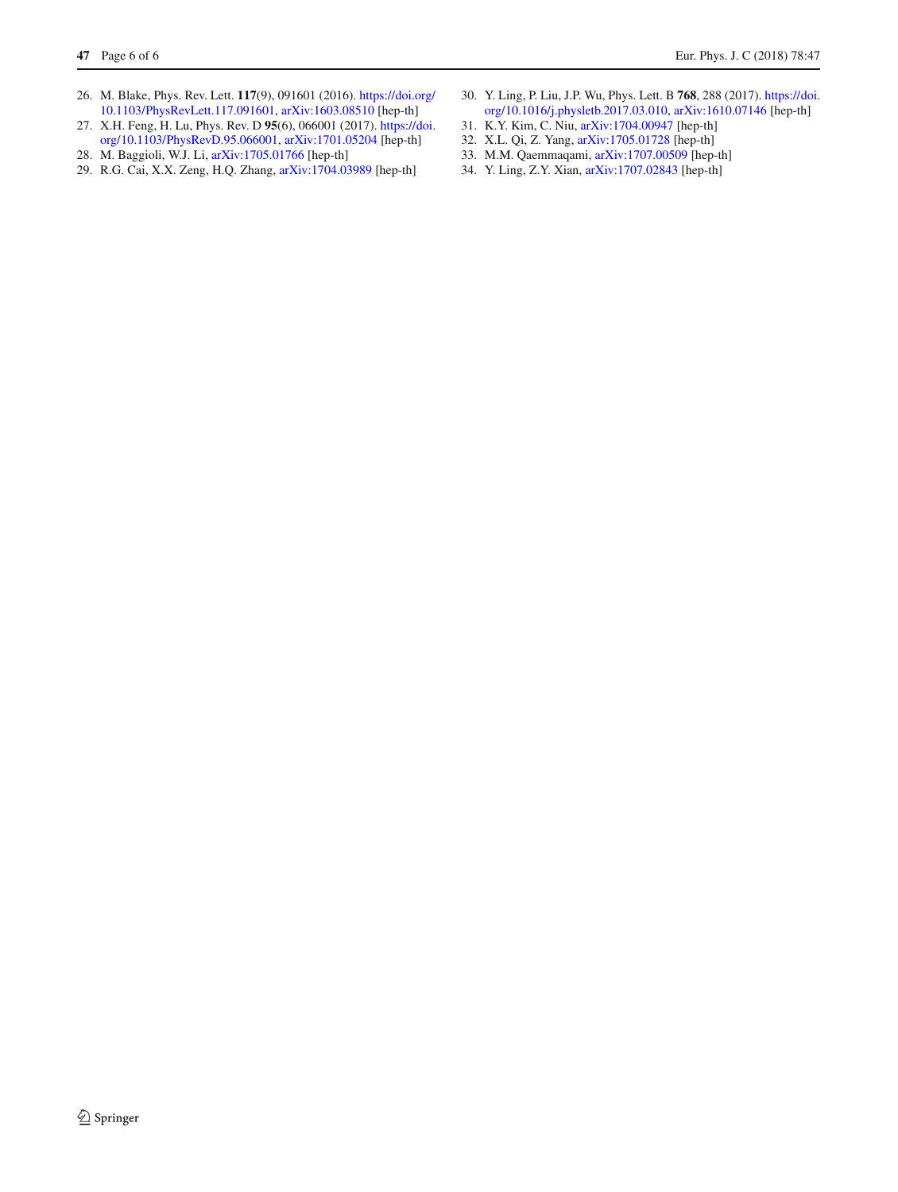26. M. Blake, Phys. Rev. Lett. **117**(9), 091601 (2016). https://doi.org/10.1103/PhysRevLett.117.091601, arXiv:1603.08510 [hep-th]
27. X.H. Feng, H. Lu, Phys. Rev. D **95**(6), 066001 (2017). https://doi.org/10.1103/PhysRevD.95.066001, arXiv:1701.05204 [hep-th]
28. M. Baggioli, W.J. Li, arXiv:1705.01766 [hep-th]
29. R.G. Cai, X.X. Zeng, H.Q. Zhang, arXiv:1704.03989 [hep-th]
30. Y. Ling, P. Liu, J.P. Wu, Phys. Lett. B **768**, 288 (2017). https://doi.org/10.1016/j.physletb.2017.03.010, arXiv:1610.07146 [hep-th]
31. K.Y. Kim, C. Niu, arXiv:1704.00947 [hep-th]
32. X.L. Qi, Z. Yang, arXiv:1705.01728 [hep-th]
33. M.M. Qaemmaqami, arXiv:1707.00509 [hep-th]
34. Y. Ling, Z.Y. Xian, arXiv:1707.02843 [hep-th]